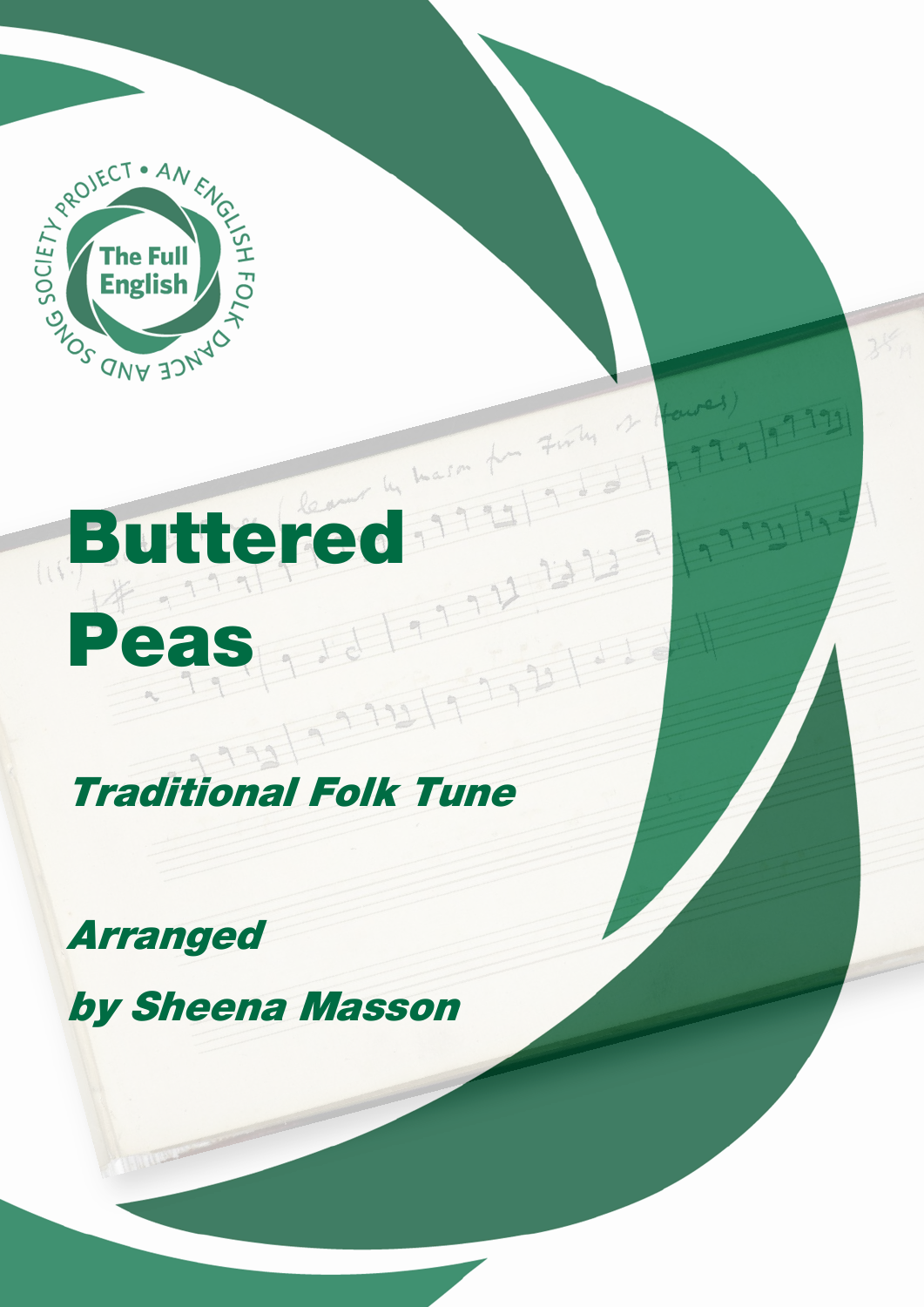# Buttered Peas

## *Traditional Folk Tune*

### *Arranged by Sheena Masson*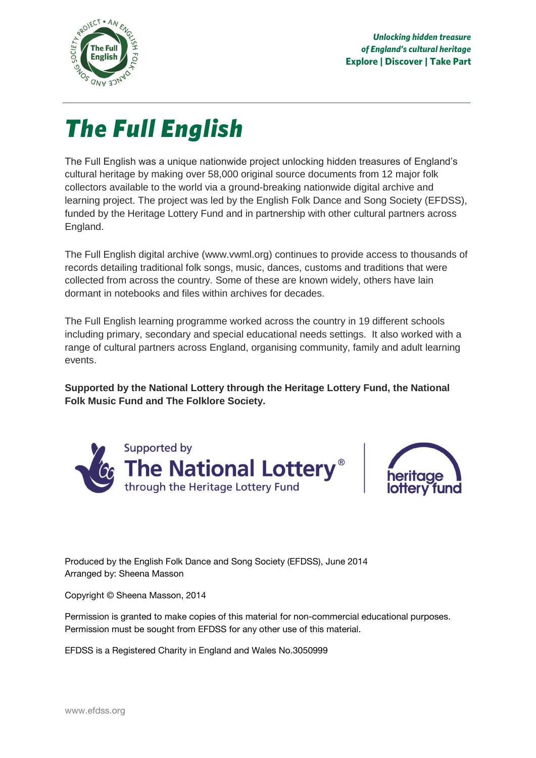*Unlocking hidden treasure*
*of England's cultural heritage*
**Explore | Discover | Take Part**

# *The Full English*

The Full English was a unique nationwide project unlocking hidden treasures of England's cultural heritage by making over 58,000 original source documents from 12 major folk collectors available to the world via a ground-breaking nationwide digital archive and learning project. The project was led by the English Folk Dance and Song Society (EFDSS), funded by the Heritage Lottery Fund and in partnership with other cultural partners across England.

The Full English digital archive (www.vwml.org) continues to provide access to thousands of records detailing traditional folk songs, music, dances, customs and traditions that were collected from across the country. Some of these are known widely, others have lain dormant in notebooks and files within archives for decades.

The Full English learning programme worked across the country in 19 different schools including primary, secondary and special educational needs settings. It also worked with a range of cultural partners across England, organising community, family and adult learning events.

**Supported by the National Lottery through the Heritage Lottery Fund, the National Folk Music Fund and The Folklore Society.**

Supported by The National Lottery® through the Heritage Lottery Fund

heritage lottery fund

Produced by the English Folk Dance and Song Society (EFDSS), June 2014
Arranged by: Sheena Masson

Copyright © Sheena Masson, 2014

Permission is granted to make copies of this material for non-commercial educational purposes. Permission must be sought from EFDSS for any other use of this material.

EFDSS is a Registered Charity in England and Wales No.3050999

www.efdss.org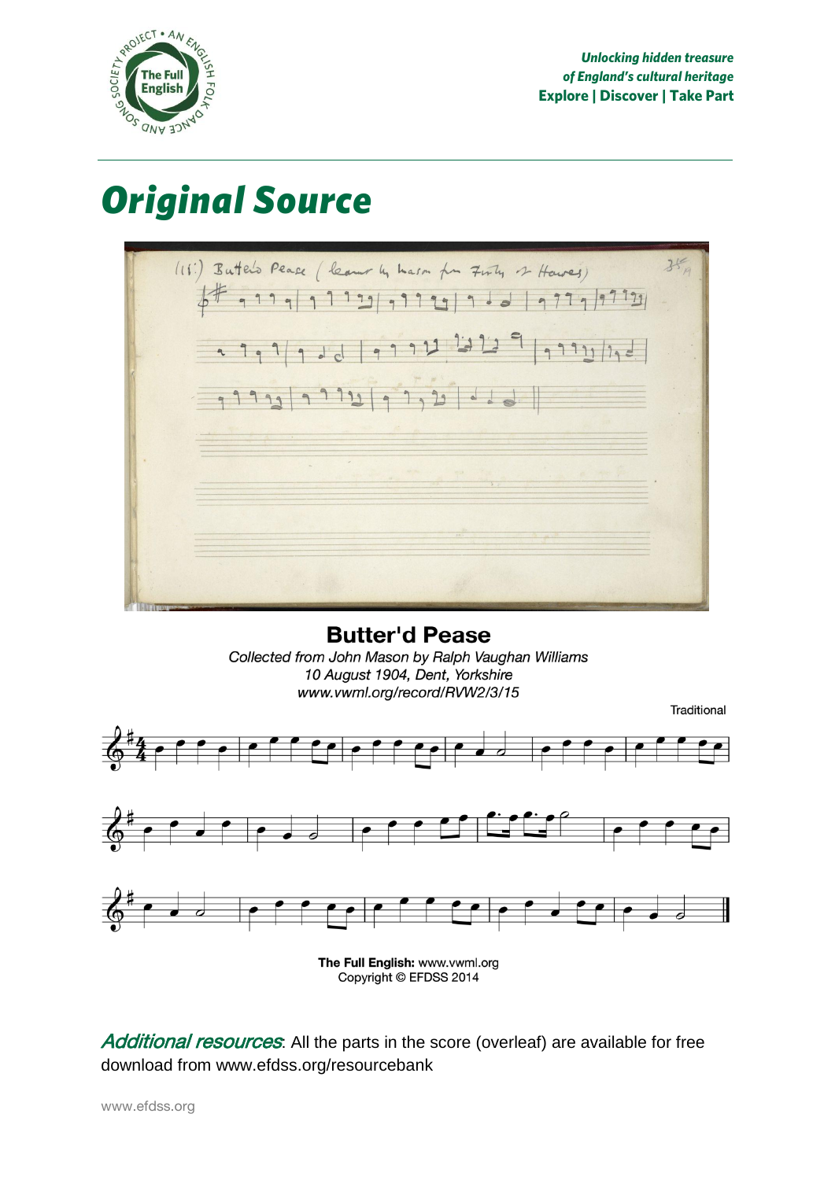Unlocking hidden treasure
of England's cultural heritage
**Explore | Discover | Take Part**

# *Original Source*

**Butter'd Pease**

*Collected from John Mason by Ralph Vaughan Williams*
*10 August 1904, Dent, Yorkshire*
*www.vwml.org/record/RVW2/3/15*

Traditional

**The Full English:** www.vwml.org
Copyright © EFDSS 2014

*Additional resources*: All the parts in the score (overleaf) are available for free download from www.efdss.org/resourcebank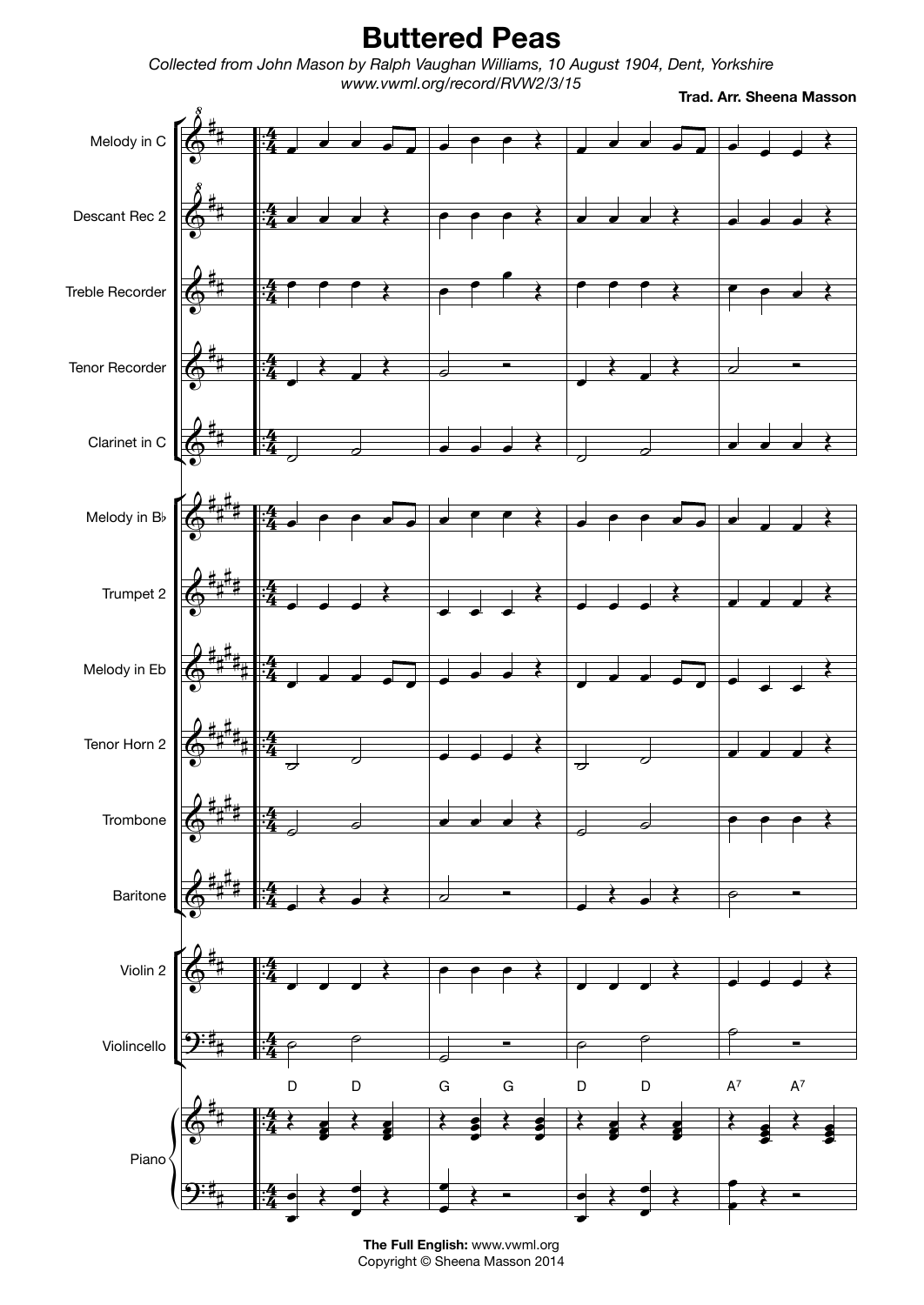# Buttered Peas

*Collected from John Mason by Ralph Vaughan Williams, 10 August 1904, Dent, Yorkshire*
*www.vwml.org/record/RVW2/3/15*

**Trad. Arr. Sheena Masson**

Melody in C

Descant Rec 2

Treble Recorder

Tenor Recorder

Clarinet in C

Melody in B♭

Trumpet 2

Melody in Eb

Tenor Horn 2

Trombone

Baritone

Violin 2

Violincello

Piano

D D G G D D A7 A7

**The Full English:** www.vwml.org
Copyright © Sheena Masson 2014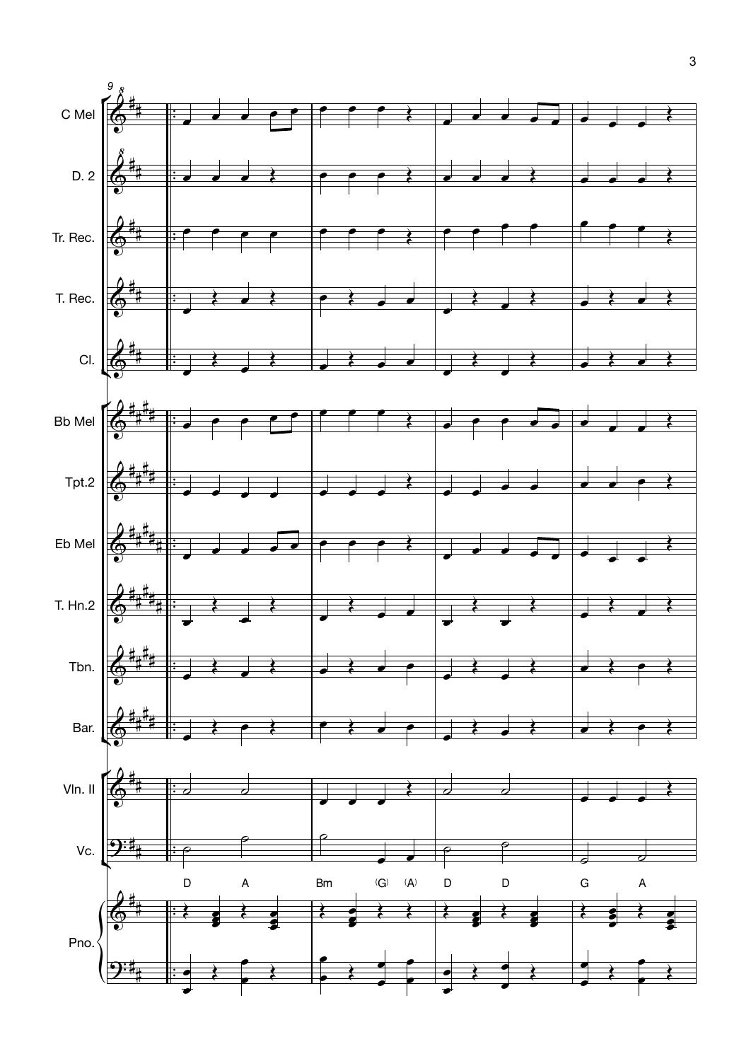C Mel

D. 2

Tr. Rec.

T. Rec.

Cl.

Bb Mel

Tpt.2

Eb Mel

T. Hn.2

Tbn.

Bar.

Vln. II

Vc.

D A Bm (G) (A) D D G A

Pno.